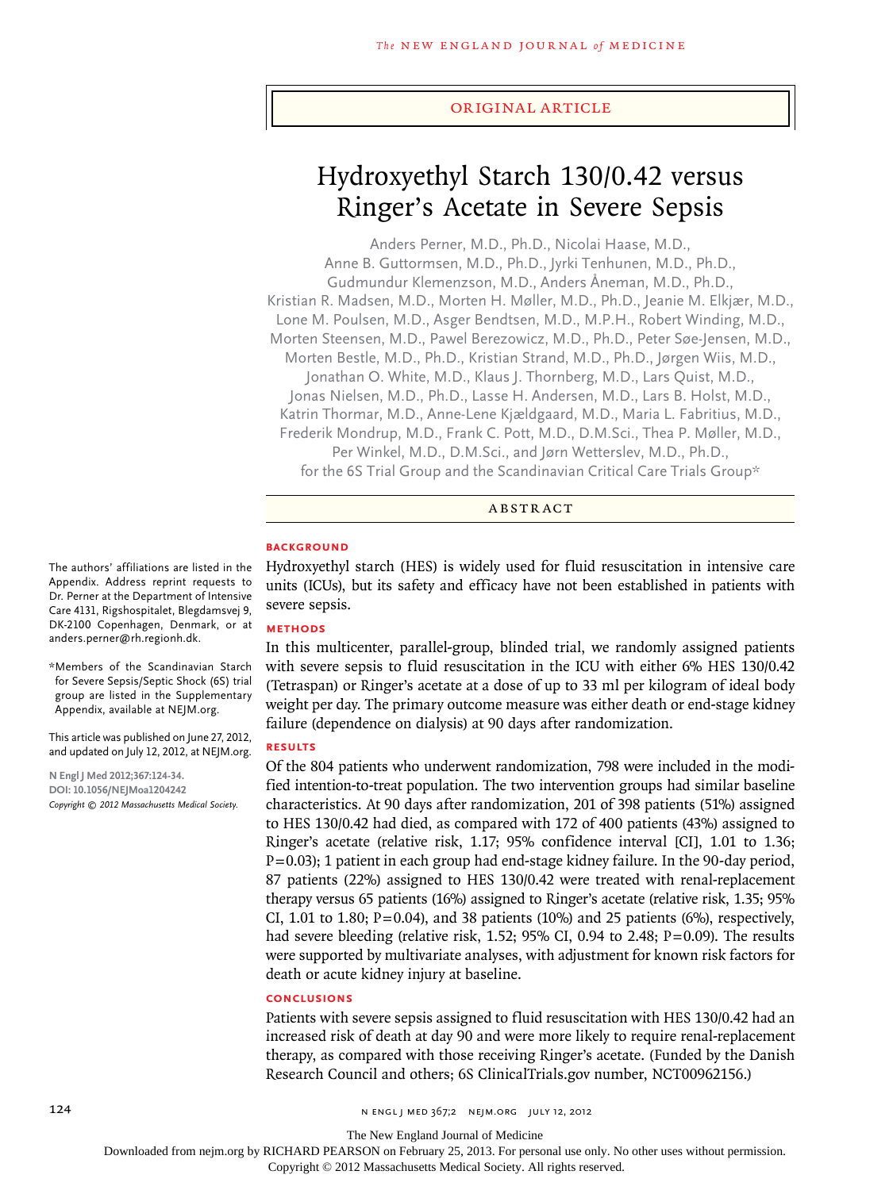ORIGINAL ARTICLE

# Hydroxyethyl Starch 130/0.42 versus Ringer's Acetate in Severe Sepsis

Anders Perner, M.D., Ph.D., Nicolai Haase, M.D., Anne B. Guttormsen, M.D., Ph.D., Jyrki Tenhunen, M.D., Ph.D., Gudmundur Klemenzson, M.D., Anders Åneman, M.D., Ph.D., Kristian R. Madsen, M.D., Morten H. Møller, M.D., Ph.D., Jeanie M. Elkjær, M.D., Lone M. Poulsen, M.D., Asger Bendtsen, M.D., M.P.H., Robert Winding, M.D., Morten Steensen, M.D., Pawel Berezowicz, M.D., Ph.D., Peter Søe-Jensen, M.D., Morten Bestle, M.D., Ph.D., Kristian Strand, M.D., Ph.D., Jørgen Wiis, M.D., Jonathan O. White, M.D., Klaus J. Thornberg, M.D., Lars Quist, M.D., Jonas Nielsen, M.D., Ph.D., Lasse H. Andersen, M.D., Lars B. Holst, M.D., Katrin Thormar, M.D., Anne-Lene Kjældgaard, M.D., Maria L. Fabritius, M.D., Frederik Mondrup, M.D., Frank C. Pott, M.D., D.M.Sci., Thea P. Møller, M.D., Per Winkel, M.D., D.M.Sci., and Jørn Wetterslev, M.D., Ph.D., for the 6S Trial Group and the Scandinavian Critical Care Trials Group*

## ABSTRACT

### BACKGROUND

Hydroxyethyl starch (HES) is widely used for fluid resuscitation in intensive care units (ICUs), but its safety and efficacy have not been established in patients with severe sepsis.

### METHODS

In this multicenter, parallel-group, blinded trial, we randomly assigned patients with severe sepsis to fluid resuscitation in the ICU with either 6% HES 130/0.42 (Tetraspan) or Ringer's acetate at a dose of up to 33 ml per kilogram of ideal body weight per day. The primary outcome measure was either death or end-stage kidney failure (dependence on dialysis) at 90 days after randomization.

### RESULTS

Of the 804 patients who underwent randomization, 798 were included in the modified intention-to-treat population. The two intervention groups had similar baseline characteristics. At 90 days after randomization, 201 of 398 patients (51%) assigned to HES 130/0.42 had died, as compared with 172 of 400 patients (43%) assigned to Ringer's acetate (relative risk, 1.17; 95% confidence interval [CI], 1.01 to 1.36; P=0.03); 1 patient in each group had end-stage kidney failure. In the 90-day period, 87 patients (22%) assigned to HES 130/0.42 were treated with renal-replacement therapy versus 65 patients (16%) assigned to Ringer's acetate (relative risk, 1.35; 95% CI, 1.01 to 1.80; P=0.04), and 38 patients (10%) and 25 patients (6%), respectively, had severe bleeding (relative risk, 1.52; 95% CI, 0.94 to 2.48; P=0.09). The results were supported by multivariate analyses, with adjustment for known risk factors for death or acute kidney injury at baseline.

### CONCLUSIONS

Patients with severe sepsis assigned to fluid resuscitation with HES 130/0.42 had an increased risk of death at day 90 and were more likely to require renal-replacement therapy, as compared with those receiving Ringer's acetate. (Funded by the Danish Research Council and others; 6S ClinicalTrials.gov number, NCT00962156.)

The authors' affiliations are listed in the Appendix. Address reprint requests to Dr. Perner at the Department of Intensive Care 4131, Rigshospitalet, Blegdamsvej 9, DK-2100 Copenhagen, Denmark, or at anders.perner@rh.regionh.dk.

*Members of the Scandinavian Starch for Severe Sepsis/Septic Shock (6S) trial group are listed in the Supplementary Appendix, available at NEJM.org.

This article was published on June 27, 2012, and updated on July 12, 2012, at NEJM.org.

N Engl J Med 2012;367:124-34.
DOI: 10.1056/NEJMoa1204242
Copyright © 2012 Massachusetts Medical Society.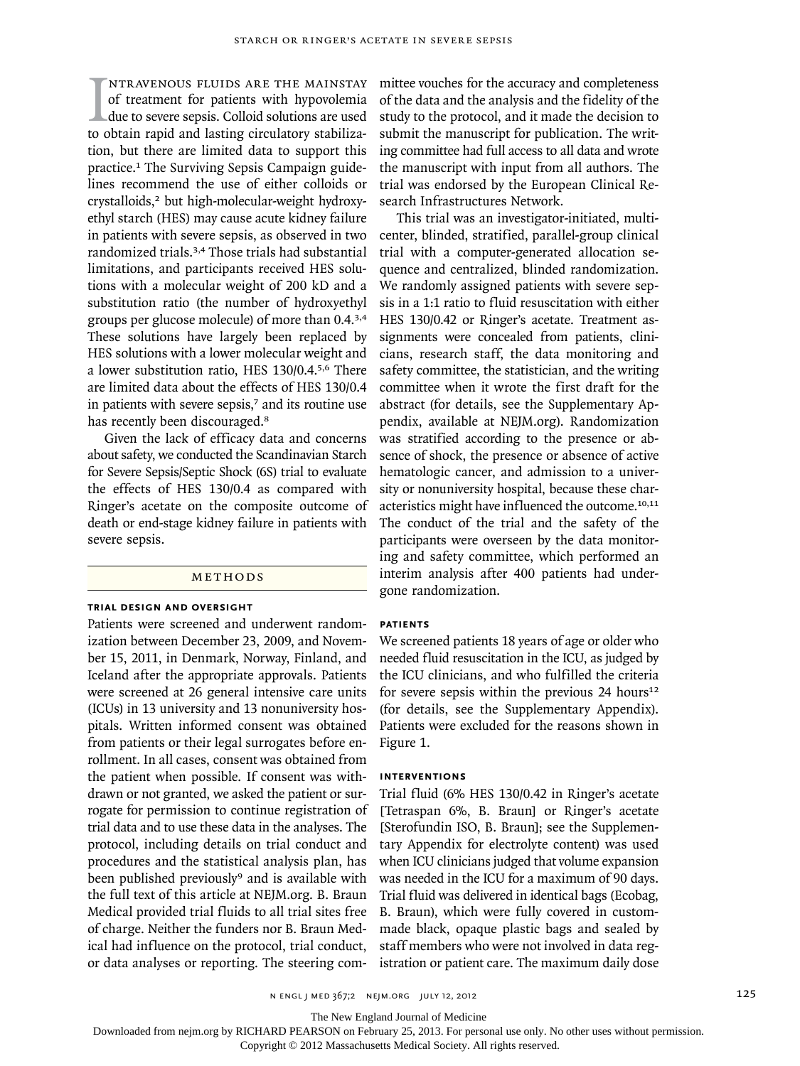Intravenous fluids are the mainstay of treatment for patients with hypovolemia due to severe sepsis. Colloid solutions are used to obtain rapid and lasting circulatory stabilization, but there are limited data to support this practice.[1] The Surviving Sepsis Campaign guidelines recommend the use of either colloids or crystalloids,[2] but high-molecular-weight hydroxyethyl starch (HES) may cause acute kidney failure in patients with severe sepsis, as observed in two randomized trials.[3,4] Those trials had substantial limitations, and participants received HES solutions with a molecular weight of 200 kD and a substitution ratio (the number of hydroxyethyl groups per glucose molecule) of more than 0.4.[3,4] These solutions have largely been replaced by HES solutions with a lower molecular weight and a lower substitution ratio, HES 130/0.4.[5,6] There are limited data about the effects of HES 130/0.4 in patients with severe sepsis,[7] and its routine use has recently been discouraged.[8]

Given the lack of efficacy data and concerns about safety, we conducted the Scandinavian Starch for Severe Sepsis/Septic Shock (6S) trial to evaluate the effects of HES 130/0.4 as compared with Ringer's acetate on the composite outcome of death or end-stage kidney failure in patients with severe sepsis.

## Methods

### Trial Design and Oversight

Patients were screened and underwent randomization between December 23, 2009, and November 15, 2011, in Denmark, Norway, Finland, and Iceland after the appropriate approvals. Patients were screened at 26 general intensive care units (ICUs) in 13 university and 13 nonuniversity hospitals. Written informed consent was obtained from patients or their legal surrogates before enrollment. In all cases, consent was obtained from the patient when possible. If consent was withdrawn or not granted, we asked the patient or surrogate for permission to continue registration of trial data and to use these data in the analyses. The protocol, including details on trial conduct and procedures and the statistical analysis plan, has been published previously[9] and is available with the full text of this article at NEJM.org. B. Braun Medical provided trial fluids to all trial sites free of charge. Neither the funders nor B. Braun Medical had influence on the protocol, trial conduct, or data analyses or reporting. The steering committee vouches for the accuracy and completeness of the data and the analysis and the fidelity of the study to the protocol, and it made the decision to submit the manuscript for publication. The writing committee had full access to all data and wrote the manuscript with input from all authors. The trial was endorsed by the European Clinical Research Infrastructures Network.

This trial was an investigator-initiated, multicenter, blinded, stratified, parallel-group clinical trial with a computer-generated allocation sequence and centralized, blinded randomization. We randomly assigned patients with severe sepsis in a 1:1 ratio to fluid resuscitation with either HES 130/0.42 or Ringer's acetate. Treatment assignments were concealed from patients, clinicians, research staff, the data monitoring and safety committee, the statistician, and the writing committee when it wrote the first draft for the abstract (for details, see the Supplementary Appendix, available at NEJM.org). Randomization was stratified according to the presence or absence of shock, the presence or absence of active hematologic cancer, and admission to a university or nonuniversity hospital, because these characteristics might have influenced the outcome.[10,11] The conduct of the trial and the safety of the participants were overseen by the data monitoring and safety committee, which performed an interim analysis after 400 patients had undergone randomization.

### Patients

We screened patients 18 years of age or older who needed fluid resuscitation in the ICU, as judged by the ICU clinicians, and who fulfilled the criteria for severe sepsis within the previous 24 hours[12] (for details, see the Supplementary Appendix). Patients were excluded for the reasons shown in Figure 1.

### Interventions

Trial fluid (6% HES 130/0.42 in Ringer's acetate [Tetraspan 6%, B. Braun] or Ringer's acetate [Sterofundin ISO, B. Braun]; see the Supplementary Appendix for electrolyte content) was used when ICU clinicians judged that volume expansion was needed in the ICU for a maximum of 90 days. Trial fluid was delivered in identical bags (Ecobag, B. Braun), which were fully covered in custom-made black, opaque plastic bags and sealed by staff members who were not involved in data registration or patient care. The maximum daily dose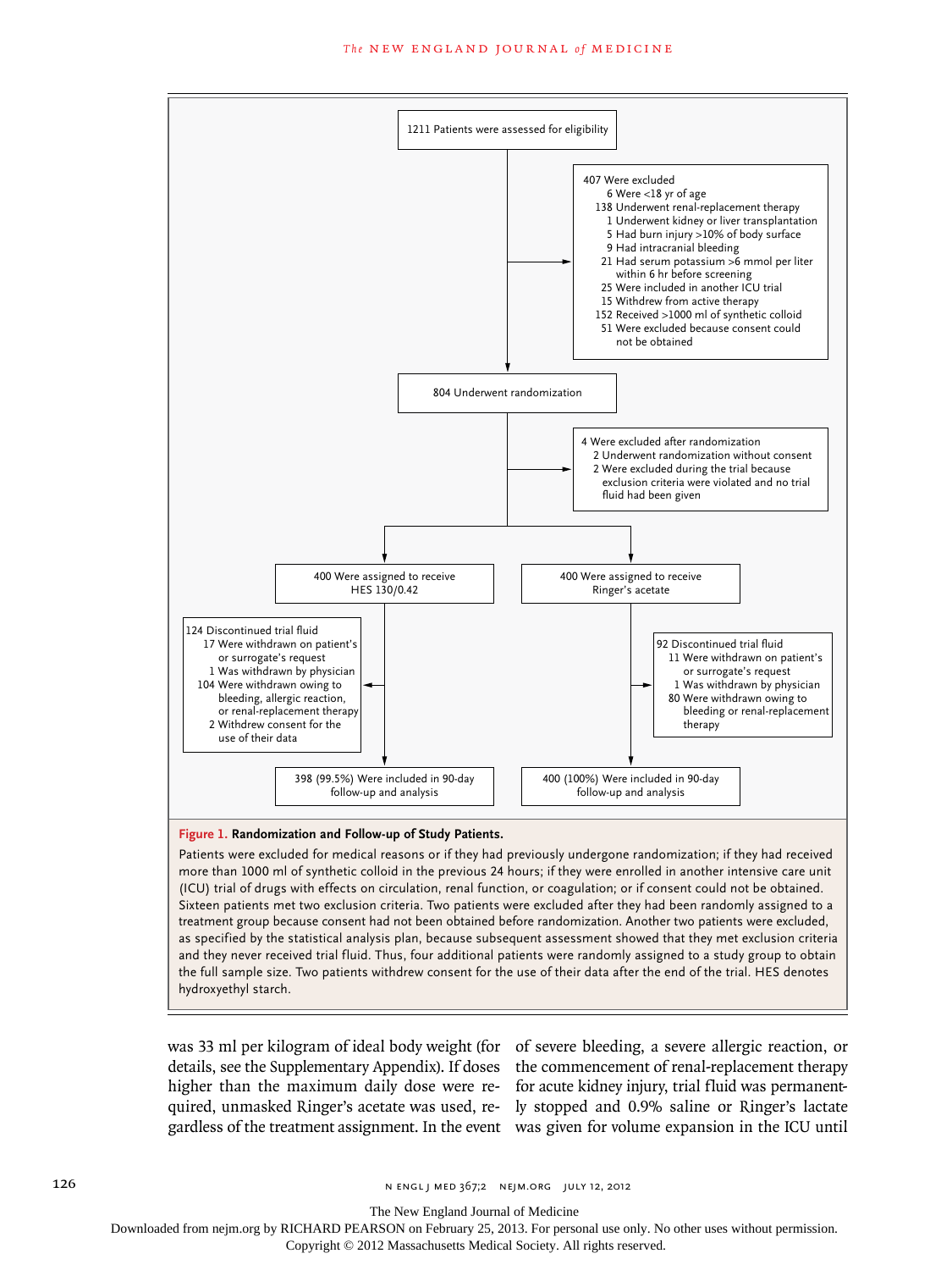1211 Patients were assessed for eligibility

407 Were excluded
- 6 Were <18 yr of age
- 138 Underwent renal-replacement therapy
- 1 Underwent kidney or liver transplantation
- 5 Had burn injury >10% of body surface
- 9 Had intracranial bleeding
- 21 Had serum potassium >6 mmol per liter within 6 hr before screening
- 25 Were included in another ICU trial
- 15 Withdrew from active therapy
- 152 Received >1000 ml of synthetic colloid
- 51 Were excluded because consent could not be obtained

804 Underwent randomization

4 Were excluded after randomization
- 2 Underwent randomization without consent
- 2 Were excluded during the trial because exclusion criteria were violated and no trial fluid had been given

400 Were assigned to receive HES 130/0.42

124 Discontinued trial fluid
- 17 Were withdrawn on patient's or surrogate's request
- 1 Was withdrawn by physician
- 104 Were withdrawn owing to bleeding, allergic reaction, or renal-replacement therapy
- 2 Withdrew consent for the use of their data

398 (99.5%) Were included in 90-day follow-up and analysis

400 Were assigned to receive Ringer's acetate

92 Discontinued trial fluid
- 11 Were withdrawn on patient's or surrogate's request
- 1 Was withdrawn by physician
- 80 Were withdrawn owing to bleeding or renal-replacement therapy

400 (100%) Were included in 90-day follow-up and analysis

**Figure 1. Randomization and Follow-up of Study Patients.**

Patients were excluded for medical reasons or if they had previously undergone randomization; if they had received more than 1000 ml of synthetic colloid in the previous 24 hours; if they were enrolled in another intensive care unit (ICU) trial of drugs with effects on circulation, renal function, or coagulation; or if consent could not be obtained. Sixteen patients met two exclusion criteria. Two patients were excluded after they had been randomly assigned to a treatment group because consent had not been obtained before randomization. Another two patients were excluded, as specified by the statistical analysis plan, because subsequent assessment showed that they met exclusion criteria and they never received trial fluid. Thus, four additional patients were randomly assigned to a study group to obtain the full sample size. Two patients withdrew consent for the use of their data after the end of the trial. HES denotes hydroxyethyl starch.

was 33 ml per kilogram of ideal body weight (for details, see the Supplementary Appendix). If doses higher than the maximum daily dose were required, unmasked Ringer's acetate was used, regardless of the treatment assignment. In the event of severe bleeding, a severe allergic reaction, or the commencement of renal-replacement therapy for acute kidney injury, trial fluid was permanently stopped and 0.9% saline or Ringer's lactate was given for volume expansion in the ICU until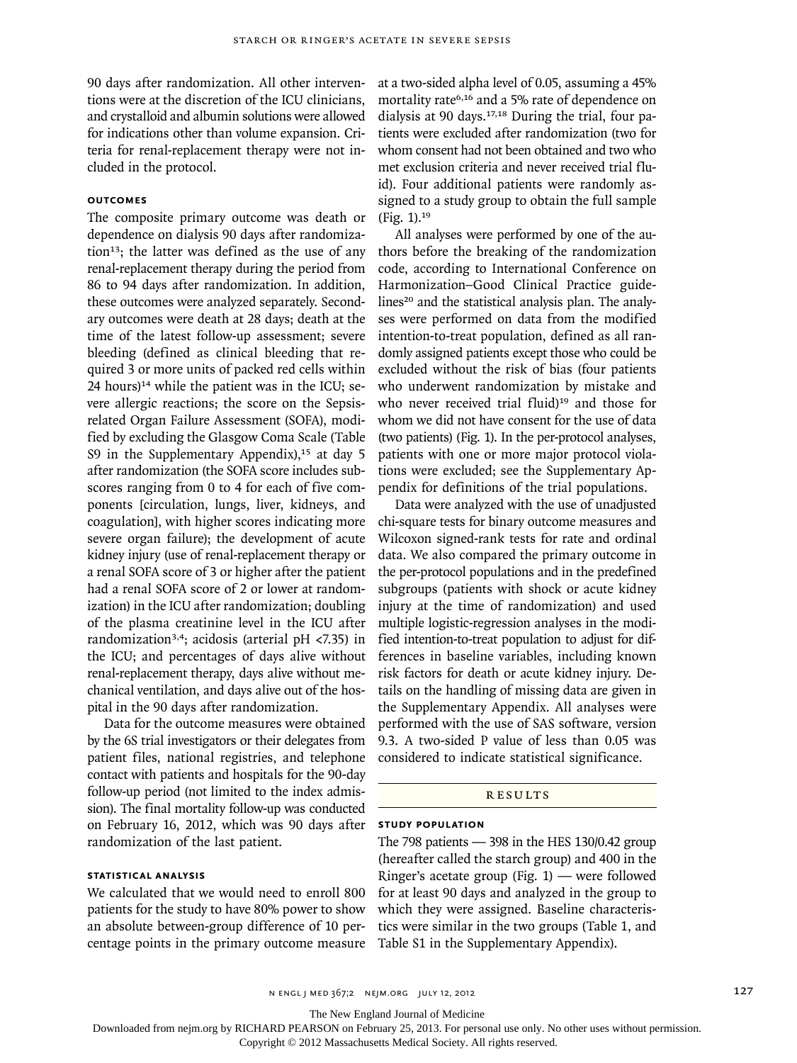90 days after randomization. All other interventions were at the discretion of the ICU clinicians, and crystalloid and albumin solutions were allowed for indications other than volume expansion. Criteria for renal-replacement therapy were not included in the protocol.

### OUTCOMES

The composite primary outcome was death or dependence on dialysis 90 days after randomization[13]; the latter was defined as the use of any renal-replacement therapy during the period from 86 to 94 days after randomization. In addition, these outcomes were analyzed separately. Secondary outcomes were death at 28 days; death at the time of the latest follow-up assessment; severe bleeding (defined as clinical bleeding that required 3 or more units of packed red cells within 24 hours)[14] while the patient was in the ICU; severe allergic reactions; the score on the Sepsis-related Organ Failure Assessment (SOFA), modified by excluding the Glasgow Coma Scale (Table S9 in the Supplementary Appendix),[15] at day 5 after randomization (the SOFA score includes subscores ranging from 0 to 4 for each of five components [circulation, lungs, liver, kidneys, and coagulation], with higher scores indicating more severe organ failure); the development of acute kidney injury (use of renal-replacement therapy or a renal SOFA score of 3 or higher after the patient had a renal SOFA score of 2 or lower at randomization) in the ICU after randomization; doubling of the plasma creatinine level in the ICU after randomization[3,4]; acidosis (arterial pH <7.35) in the ICU; and percentages of days alive without renal-replacement therapy, days alive without mechanical ventilation, and days alive out of the hospital in the 90 days after randomization.

Data for the outcome measures were obtained by the 6S trial investigators or their delegates from patient files, national registries, and telephone contact with patients and hospitals for the 90-day follow-up period (not limited to the index admission). The final mortality follow-up was conducted on February 16, 2012, which was 90 days after randomization of the last patient.

### STATISTICAL ANALYSIS

We calculated that we would need to enroll 800 patients for the study to have 80% power to show an absolute between-group difference of 10 percentage points in the primary outcome measure at a two-sided alpha level of 0.05, assuming a 45% mortality rate[6,16] and a 5% rate of dependence on dialysis at 90 days.[17,18] During the trial, four patients were excluded after randomization (two for whom consent had not been obtained and two who met exclusion criteria and never received trial fluid). Four additional patients were randomly assigned to a study group to obtain the full sample (Fig. 1).[19]

All analyses were performed by one of the authors before the breaking of the randomization code, according to International Conference on Harmonization–Good Clinical Practice guidelines[20] and the statistical analysis plan. The analyses were performed on data from the modified intention-to-treat population, defined as all randomly assigned patients except those who could be excluded without the risk of bias (four patients who underwent randomization by mistake and who never received trial fluid)[19] and those for whom we did not have consent for the use of data (two patients) (Fig. 1). In the per-protocol analyses, patients with one or more major protocol violations were excluded; see the Supplementary Appendix for definitions of the trial populations.

Data were analyzed with the use of unadjusted chi-square tests for binary outcome measures and Wilcoxon signed-rank tests for rate and ordinal data. We also compared the primary outcome in the per-protocol populations and in the predefined subgroups (patients with shock or acute kidney injury at the time of randomization) and used multiple logistic-regression analyses in the modified intention-to-treat population to adjust for differences in baseline variables, including known risk factors for death or acute kidney injury. Details on the handling of missing data are given in the Supplementary Appendix. All analyses were performed with the use of SAS software, version 9.3. A two-sided P value of less than 0.05 was considered to indicate statistical significance.

## RESULTS

### STUDY POPULATION

The 798 patients — 398 in the HES 130/0.42 group (hereafter called the starch group) and 400 in the Ringer's acetate group (Fig. 1) — were followed for at least 90 days and analyzed in the group to which they were assigned. Baseline characteristics were similar in the two groups (Table 1, and Table S1 in the Supplementary Appendix).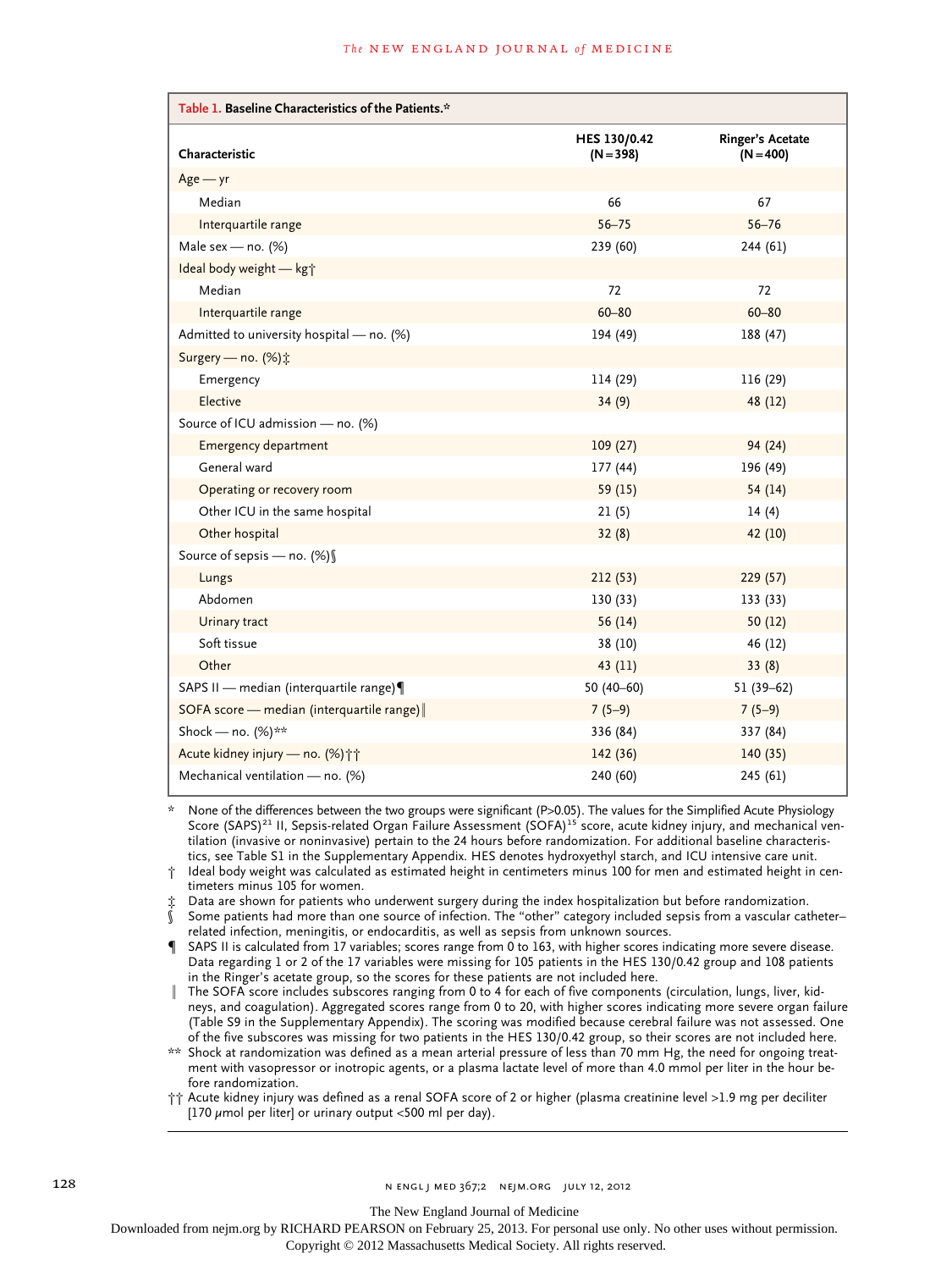**Table 1. Baseline Characteristics of the Patients.***

| Characteristic | HES 130/0.42 (N=398) | Ringer's Acetate (N=400) |
|---|---|---|
| Age — yr | | |
| Median | 66 | 67 |
| Interquartile range | 56–75 | 56–76 |
| Male sex — no. (%) | 239 (60) | 244 (61) |
| Ideal body weight — kg† | | |
| Median | 72 | 72 |
| Interquartile range | 60–80 | 60–80 |
| Admitted to university hospital — no. (%) | 194 (49) | 188 (47) |
| Surgery — no. (%)‡ | | |
| Emergency | 114 (29) | 116 (29) |
| Elective | 34 (9) | 48 (12) |
| Source of ICU admission — no. (%) | | |
| Emergency department | 109 (27) | 94 (24) |
| General ward | 177 (44) | 196 (49) |
| Operating or recovery room | 59 (15) | 54 (14) |
| Other ICU in the same hospital | 21 (5) | 14 (4) |
| Other hospital | 32 (8) | 42 (10) |
| Source of sepsis — no. (%)§ | | |
| Lungs | 212 (53) | 229 (57) |
| Abdomen | 130 (33) | 133 (33) |
| Urinary tract | 56 (14) | 50 (12) |
| Soft tissue | 38 (10) | 46 (12) |
| Other | 43 (11) | 33 (8) |
| SAPS II — median (interquartile range)¶ | 50 (40–60) | 51 (39–62) |
| SOFA score — median (interquartile range)‖ | 7 (5–9) | 7 (5–9) |
| Shock — no. (%)** | 336 (84) | 337 (84) |
| Acute kidney injury — no. (%)†† | 142 (36) | 140 (35) |
| Mechanical ventilation — no. (%) | 240 (60) | 245 (61) |

\* None of the differences between the two groups were significant (P>0.05). The values for the Simplified Acute Physiology Score (SAPS)[21] II, Sepsis-related Organ Failure Assessment (SOFA)[15] score, acute kidney injury, and mechanical ventilation (invasive or noninvasive) pertain to the 24 hours before randomization. For additional baseline characteristics, see Table S1 in the Supplementary Appendix. HES denotes hydroxyethyl starch, and ICU intensive care unit.

† Ideal body weight was calculated as estimated height in centimeters minus 100 for men and estimated height in centimeters minus 105 for women.

‡ Data are shown for patients who underwent surgery during the index hospitalization but before randomization.

§ Some patients had more than one source of infection. The "other" category included sepsis from a vascular catheter–related infection, meningitis, or endocarditis, as well as sepsis from unknown sources.

¶ SAPS II is calculated from 17 variables; scores range from 0 to 163, with higher scores indicating more severe disease. Data regarding 1 or 2 of the 17 variables were missing for 105 patients in the HES 130/0.42 group and 108 patients in the Ringer's acetate group, so the scores for these patients are not included here.

‖ The SOFA score includes subscores ranging from 0 to 4 for each of five components (circulation, lungs, liver, kidneys, and coagulation). Aggregated scores range from 0 to 20, with higher scores indicating more severe organ failure (Table S9 in the Supplementary Appendix). The scoring was modified because cerebral failure was not assessed. One of the five subscores was missing for two patients in the HES 130/0.42 group, so their scores are not included here.

** Shock at randomization was defined as a mean arterial pressure of less than 70 mm Hg, the need for ongoing treatment with vasopressor or inotropic agents, or a plasma lactate level of more than 4.0 mmol per liter in the hour before randomization.

†† Acute kidney injury was defined as a renal SOFA score of 2 or higher (plasma creatinine level >1.9 mg per deciliter [170 μmol per liter] or urinary output <500 ml per day).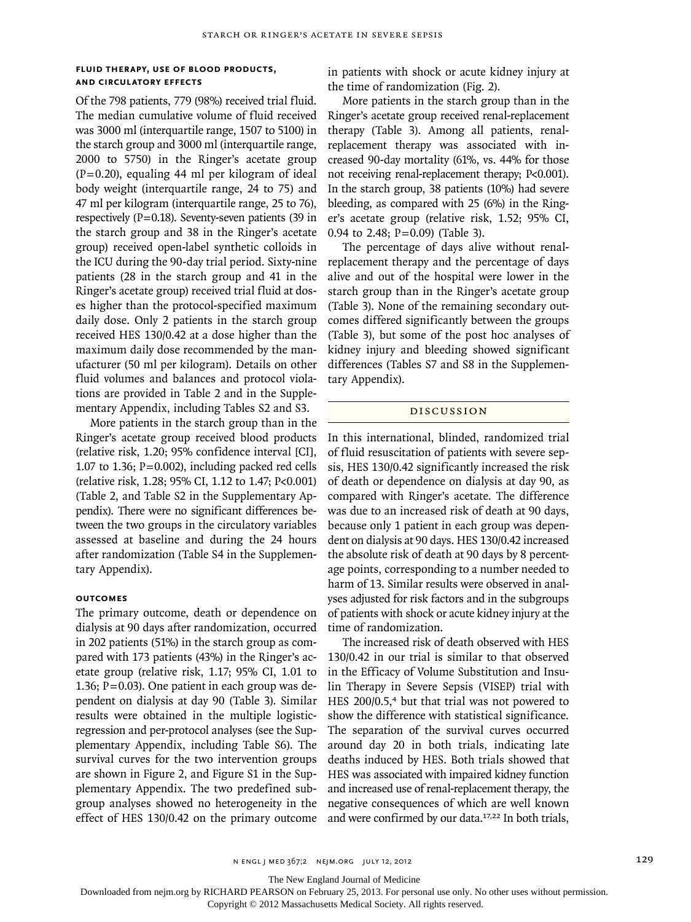### FLUID THERAPY, USE OF BLOOD PRODUCTS, AND CIRCULATORY EFFECTS

Of the 798 patients, 779 (98%) received trial fluid. The median cumulative volume of fluid received was 3000 ml (interquartile range, 1507 to 5100) in the starch group and 3000 ml (interquartile range, 2000 to 5750) in the Ringer's acetate group (P=0.20), equaling 44 ml per kilogram of ideal body weight (interquartile range, 24 to 75) and 47 ml per kilogram (interquartile range, 25 to 76), respectively (P=0.18). Seventy-seven patients (39 in the starch group and 38 in the Ringer's acetate group) received open-label synthetic colloids in the ICU during the 90-day trial period. Sixty-nine patients (28 in the starch group and 41 in the Ringer's acetate group) received trial fluid at doses higher than the protocol-specified maximum daily dose. Only 2 patients in the starch group received HES 130/0.42 at a dose higher than the maximum daily dose recommended by the manufacturer (50 ml per kilogram). Details on other fluid volumes and balances and protocol violations are provided in Table 2 and in the Supplementary Appendix, including Tables S2 and S3.

More patients in the starch group than in the Ringer's acetate group received blood products (relative risk, 1.20; 95% confidence interval [CI], 1.07 to 1.36; P=0.002), including packed red cells (relative risk, 1.28; 95% CI, 1.12 to 1.47; P<0.001) (Table 2, and Table S2 in the Supplementary Appendix). There were no significant differences between the two groups in the circulatory variables assessed at baseline and during the 24 hours after randomization (Table S4 in the Supplementary Appendix).

### OUTCOMES

The primary outcome, death or dependence on dialysis at 90 days after randomization, occurred in 202 patients (51%) in the starch group as compared with 173 patients (43%) in the Ringer's acetate group (relative risk, 1.17; 95% CI, 1.01 to 1.36; P=0.03). One patient in each group was dependent on dialysis at day 90 (Table 3). Similar results were obtained in the multiple logistic-regression and per-protocol analyses (see the Supplementary Appendix, including Table S6). The survival curves for the two intervention groups are shown in Figure 2, and Figure S1 in the Supplementary Appendix. The two predefined subgroup analyses showed no heterogeneity in the effect of HES 130/0.42 on the primary outcome in patients with shock or acute kidney injury at the time of randomization (Fig. 2).

More patients in the starch group than in the Ringer's acetate group received renal-replacement therapy (Table 3). Among all patients, renal-replacement therapy was associated with increased 90-day mortality (61%, vs. 44% for those not receiving renal-replacement therapy; P<0.001). In the starch group, 38 patients (10%) had severe bleeding, as compared with 25 (6%) in the Ringer's acetate group (relative risk, 1.52; 95% CI, 0.94 to 2.48; P=0.09) (Table 3).

The percentage of days alive without renal-replacement therapy and the percentage of days alive and out of the hospital were lower in the starch group than in the Ringer's acetate group (Table 3). None of the remaining secondary outcomes differed significantly between the groups (Table 3), but some of the post hoc analyses of kidney injury and bleeding showed significant differences (Tables S7 and S8 in the Supplementary Appendix).

## DISCUSSION

In this international, blinded, randomized trial of fluid resuscitation of patients with severe sepsis, HES 130/0.42 significantly increased the risk of death or dependence on dialysis at day 90, as compared with Ringer's acetate. The difference was due to an increased risk of death at 90 days, because only 1 patient in each group was dependent on dialysis at 90 days. HES 130/0.42 increased the absolute risk of death at 90 days by 8 percentage points, corresponding to a number needed to harm of 13. Similar results were observed in analyses adjusted for risk factors and in the subgroups of patients with shock or acute kidney injury at the time of randomization.

The increased risk of death observed with HES 130/0.42 in our trial is similar to that observed in the Efficacy of Volume Substitution and Insulin Therapy in Severe Sepsis (VISEP) trial with HES 200/0.5,[4] but that trial was not powered to show the difference with statistical significance. The separation of the survival curves occurred around day 20 in both trials, indicating late deaths induced by HES. Both trials showed that HES was associated with impaired kidney function and increased use of renal-replacement therapy, the negative consequences of which are well known and were confirmed by our data.[17,22] In both trials,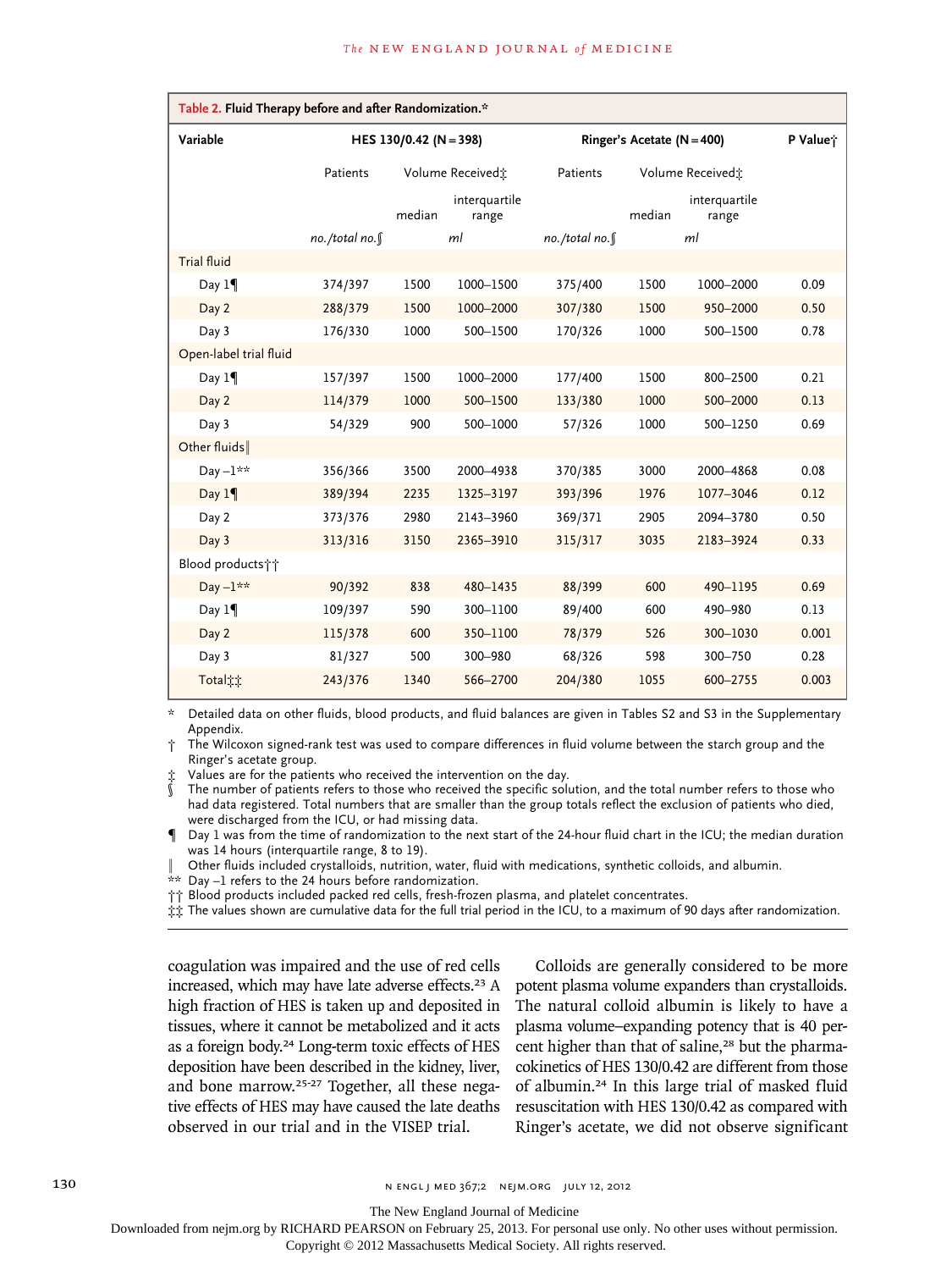**Table 2. Fluid Therapy before and after Randomization.***

| Variable | HES 130/0.42 (N=398) | | | Ringer's Acetate (N=400) | | | P Value† |
|---|---|---|---|---|---|---|---|
| | Patients | Volume Received‡ | | Patients | Volume Received‡ | | |
| | | median | interquartile range | | median | interquartile range | |
| | *no./total no.§* | *ml* | | *no./total no.§* | *ml* | | |
| Trial fluid | | | | | | | |
| Day 1¶ | 374/397 | 1500 | 1000–1500 | 375/400 | 1500 | 1000–2000 | 0.09 |
| Day 2 | 288/379 | 1500 | 1000–2000 | 307/380 | 1500 | 950–2000 | 0.50 |
| Day 3 | 176/330 | 1000 | 500–1500 | 170/326 | 1000 | 500–1500 | 0.78 |
| Open-label trial fluid | | | | | | | |
| Day 1¶ | 157/397 | 1500 | 1000–2000 | 177/400 | 1500 | 800–2500 | 0.21 |
| Day 2 | 114/379 | 1000 | 500–1500 | 133/380 | 1000 | 500–2000 | 0.13 |
| Day 3 | 54/329 | 900 | 500–1000 | 57/326 | 1000 | 500–1250 | 0.69 |
| Other fluids‖ | | | | | | | |
| Day −1** | 356/366 | 3500 | 2000–4938 | 370/385 | 3000 | 2000–4868 | 0.08 |
| Day 1¶ | 389/394 | 2235 | 1325–3197 | 393/396 | 1976 | 1077–3046 | 0.12 |
| Day 2 | 373/376 | 2980 | 2143–3960 | 369/371 | 2905 | 2094–3780 | 0.50 |
| Day 3 | 313/316 | 3150 | 2365–3910 | 315/317 | 3035 | 2183–3924 | 0.33 |
| Blood products†† | | | | | | | |
| Day −1** | 90/392 | 838 | 480–1435 | 88/399 | 600 | 490–1195 | 0.69 |
| Day 1¶ | 109/397 | 590 | 300–1100 | 89/400 | 600 | 490–980 | 0.13 |
| Day 2 | 115/378 | 600 | 350–1100 | 78/379 | 526 | 300–1030 | 0.001 |
| Day 3 | 81/327 | 500 | 300–980 | 68/326 | 598 | 300–750 | 0.28 |
| Total‡‡ | 243/376 | 1340 | 566–2700 | 204/380 | 1055 | 600–2755 | 0.003 |

\* Detailed data on other fluids, blood products, and fluid balances are given in Tables S2 and S3 in the Supplementary Appendix.
† The Wilcoxon signed-rank test was used to compare differences in fluid volume between the starch group and the Ringer's acetate group.
‡ Values are for the patients who received the intervention on the day.
§ The number of patients refers to those who received the specific solution, and the total number refers to those who had data registered. Total numbers that are smaller than the group totals reflect the exclusion of patients who died, were discharged from the ICU, or had missing data.
¶ Day 1 was from the time of randomization to the next start of the 24-hour fluid chart in the ICU; the median duration was 14 hours (interquartile range, 8 to 19).
‖ Other fluids included crystalloids, nutrition, water, fluid with medications, synthetic colloids, and albumin.
** Day −1 refers to the 24 hours before randomization.
†† Blood products included packed red cells, fresh-frozen plasma, and platelet concentrates.
‡‡ The values shown are cumulative data for the full trial period in the ICU, to a maximum of 90 days after randomization.

coagulation was impaired and the use of red cells increased, which may have late adverse effects.[23] A high fraction of HES is taken up and deposited in tissues, where it cannot be metabolized and it acts as a foreign body.[24] Long-term toxic effects of HES deposition have been described in the kidney, liver, and bone marrow.[25-27] Together, all these negative effects of HES may have caused the late deaths observed in our trial and in the VISEP trial.

Colloids are generally considered to be more potent plasma volume expanders than crystalloids. The natural colloid albumin is likely to have a plasma volume–expanding potency that is 40 percent higher than that of saline,[28] but the pharmacokinetics of HES 130/0.42 are different from those of albumin.[24] In this large trial of masked fluid resuscitation with HES 130/0.42 as compared with Ringer's acetate, we did not observe significant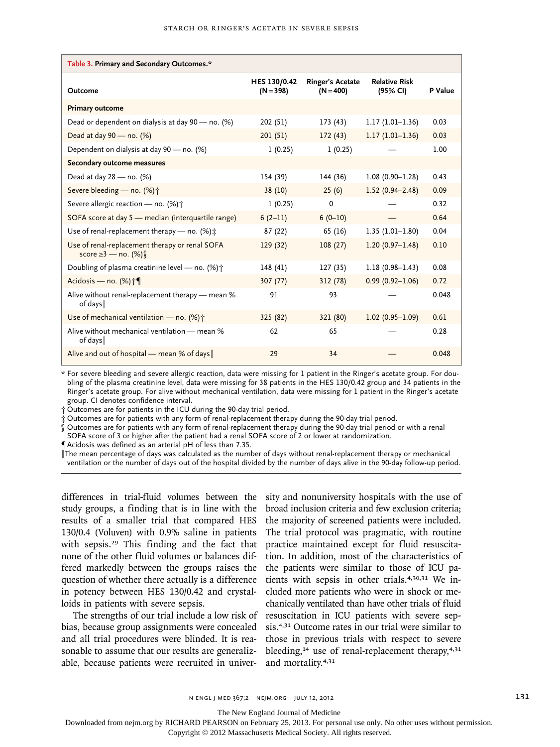**Table 3. Primary and Secondary Outcomes.***

| Outcome | HES 130/0.42 (N=398) | Ringer's Acetate (N=400) | Relative Risk (95% CI) | P Value |
|---|---|---|---|---|
| **Primary outcome** | | | | |
| Dead or dependent on dialysis at day 90 — no. (%) | 202 (51) | 173 (43) | 1.17 (1.01–1.36) | 0.03 |
| Dead at day 90 — no. (%) | 201 (51) | 172 (43) | 1.17 (1.01–1.36) | 0.03 |
| Dependent on dialysis at day 90 — no. (%) | 1 (0.25) | 1 (0.25) | — | 1.00 |
| **Secondary outcome measures** | | | | |
| Dead at day 28 — no. (%) | 154 (39) | 144 (36) | 1.08 (0.90–1.28) | 0.43 |
| Severe bleeding — no. (%)† | 38 (10) | 25 (6) | 1.52 (0.94–2.48) | 0.09 |
| Severe allergic reaction — no. (%)† | 1 (0.25) | 0 | — | 0.32 |
| SOFA score at day 5 — median (interquartile range) | 6 (2–11) | 6 (0–10) | — | 0.64 |
| Use of renal-replacement therapy — no. (%)‡ | 87 (22) | 65 (16) | 1.35 (1.01–1.80) | 0.04 |
| Use of renal-replacement therapy or renal SOFA score ≥3 — no. (%)§ | 129 (32) | 108 (27) | 1.20 (0.97–1.48) | 0.10 |
| Doubling of plasma creatinine level — no. (%)† | 148 (41) | 127 (35) | 1.18 (0.98–1.43) | 0.08 |
| Acidosis — no. (%)†¶ | 307 (77) | 312 (78) | 0.99 (0.92–1.06) | 0.72 |
| Alive without renal-replacement therapy — mean % of days‖ | 91 | 93 | — | 0.048 |
| Use of mechanical ventilation — no. (%)† | 325 (82) | 321 (80) | 1.02 (0.95–1.09) | 0.61 |
| Alive without mechanical ventilation — mean % of days‖ | 62 | 65 | — | 0.28 |
| Alive and out of hospital — mean % of days‖ | 29 | 34 | — | 0.048 |

* For severe bleeding and severe allergic reaction, data were missing for 1 patient in the Ringer's acetate group. For doubling of the plasma creatinine level, data were missing for 38 patients in the HES 130/0.42 group and 34 patients in the Ringer's acetate group. For alive without mechanical ventilation, data were missing for 1 patient in the Ringer's acetate group. CI denotes confidence interval.

† Outcomes are for patients in the ICU during the 90-day trial period.

‡ Outcomes are for patients with any form of renal-replacement therapy during the 90-day trial period.

§ Outcomes are for patients with any form of renal-replacement therapy during the 90-day trial period or with a renal SOFA score of 3 or higher after the patient had a renal SOFA score of 2 or lower at randomization.

¶ Acidosis was defined as an arterial pH of less than 7.35.

‖ The mean percentage of days was calculated as the number of days without renal-replacement therapy or mechanical ventilation or the number of days out of the hospital divided by the number of days alive in the 90-day follow-up period.

differences in trial-fluid volumes between the study groups, a finding that is in line with the results of a smaller trial that compared HES 130/0.4 (Voluven) with 0.9% saline in patients with sepsis.[29] This finding and the fact that none of the other fluid volumes or balances differed markedly between the groups raises the question of whether there actually is a difference in potency between HES 130/0.42 and crystalloids in patients with severe sepsis.

The strengths of our trial include a low risk of bias, because group assignments were concealed and all trial procedures were blinded. It is reasonable to assume that our results are generalizable, because patients were recruited in university and nonuniversity hospitals with the use of broad inclusion criteria and few exclusion criteria; the majority of screened patients were included. The trial protocol was pragmatic, with routine practice maintained except for fluid resuscitation. In addition, most of the characteristics of the patients were similar to those of ICU patients with sepsis in other trials.[4,30,31] We included more patients who were in shock or mechanically ventilated than have other trials of fluid resuscitation in ICU patients with severe sepsis.[4,31] Outcome rates in our trial were similar to those in previous trials with respect to severe bleeding,[14] use of renal-replacement therapy,[4,31] and mortality.[4,31]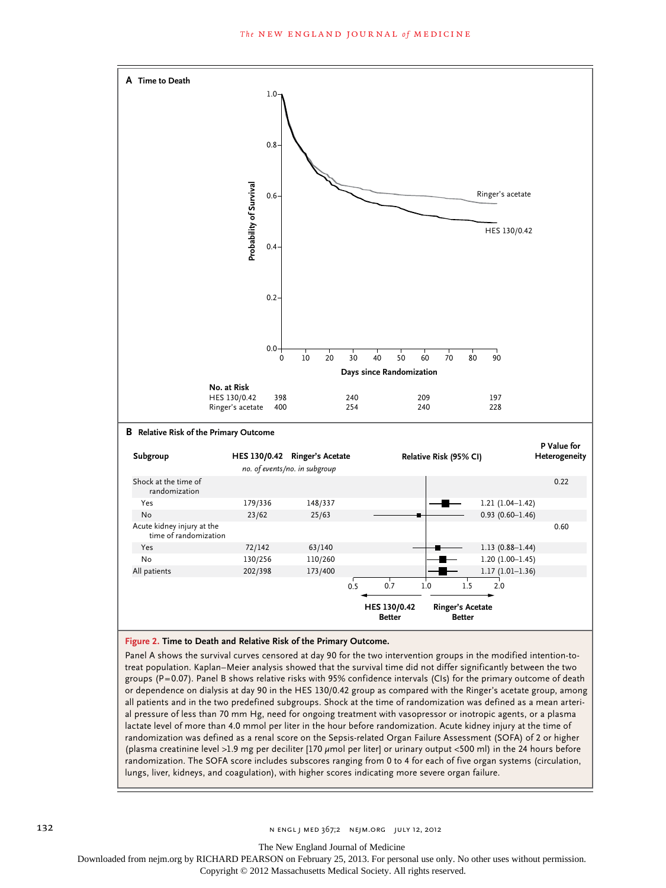**A Time to Death**

| No. at Risk | 0 | 30 | 60 | 90 |
|---|---|---|---|---|
| HES 130/0.42 | 398 | 240 | 209 | 197 |
| Ringer's acetate | 400 | 254 | 240 | 228 |

**B Relative Risk of the Primary Outcome**

| Subgroup | HES 130/0.42 (no. of events/no. in subgroup) | Ringer's Acetate (no. of events/no. in subgroup) | Relative Risk (95% CI) | P Value for Heterogeneity |
|---|---|---|---|---|
| Shock at the time of randomization | | | | 0.22 |
| Yes | 179/336 | 148/337 | 1.21 (1.04–1.42) | |
| No | 23/62 | 25/63 | 0.93 (0.60–1.46) | |
| Acute kidney injury at the time of randomization | | | | 0.60 |
| Yes | 72/142 | 63/140 | 1.13 (0.88–1.44) | |
| No | 130/256 | 110/260 | 1.20 (1.00–1.45) | |
| All patients | 202/398 | 173/400 | 1.17 (1.01–1.36) | |

**Figure 2. Time to Death and Relative Risk of the Primary Outcome.**

Panel A shows the survival curves censored at day 90 for the two intervention groups in the modified intention-to-treat population. Kaplan–Meier analysis showed that the survival time did not differ significantly between the two groups (P=0.07). Panel B shows relative risks with 95% confidence intervals (CIs) for the primary outcome of death or dependence on dialysis at day 90 in the HES 130/0.42 group as compared with the Ringer's acetate group, among all patients and in the two predefined subgroups. Shock at the time of randomization was defined as a mean arterial pressure of less than 70 mm Hg, need for ongoing treatment with vasopressor or inotropic agents, or a plasma lactate level of more than 4.0 mmol per liter in the hour before randomization. Acute kidney injury at the time of randomization was defined as a renal score on the Sepsis-related Organ Failure Assessment (SOFA) of 2 or higher (plasma creatinine level >1.9 mg per deciliter [170 μmol per liter] or urinary output <500 ml) in the 24 hours before randomization. The SOFA score includes subscores ranging from 0 to 4 for each of five organ systems (circulation, lungs, liver, kidneys, and coagulation), with higher scores indicating more severe organ failure.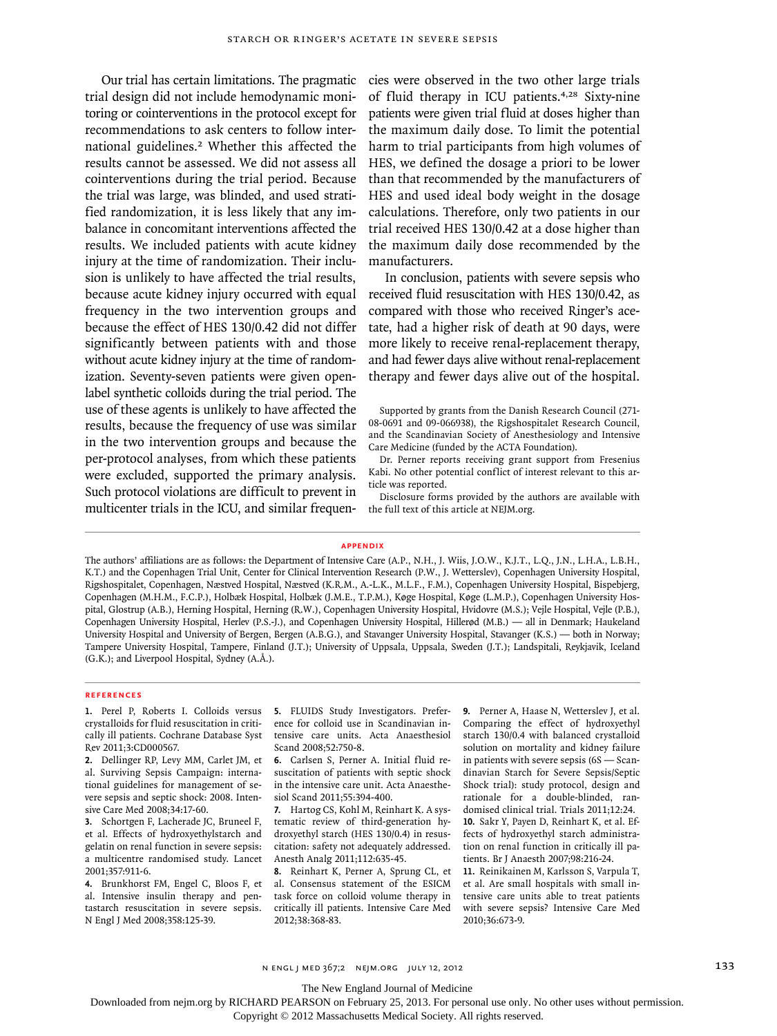Our trial has certain limitations. The pragmatic trial design did not include hemodynamic monitoring or cointerventions in the protocol except for recommendations to ask centers to follow international guidelines.[2] Whether this affected the results cannot be assessed. We did not assess all cointerventions during the trial period. Because the trial was large, was blinded, and used stratified randomization, it is less likely that any imbalance in concomitant interventions affected the results. We included patients with acute kidney injury at the time of randomization. Their inclusion is unlikely to have affected the trial results, because acute kidney injury occurred with equal frequency in the two intervention groups and because the effect of HES 130/0.42 did not differ significantly between patients with and those without acute kidney injury at the time of randomization. Seventy-seven patients were given open-label synthetic colloids during the trial period. The use of these agents is unlikely to have affected the results, because the frequency of use was similar in the two intervention groups and because the per-protocol analyses, from which these patients were excluded, supported the primary analysis. Such protocol violations are difficult to prevent in multicenter trials in the ICU, and similar frequencies were observed in the two other large trials of fluid therapy in ICU patients.[4,28] Sixty-nine patients were given trial fluid at doses higher than the maximum daily dose. To limit the potential harm to trial participants from high volumes of HES, we defined the dosage a priori to be lower than that recommended by the manufacturers of HES and used ideal body weight in the dosage calculations. Therefore, only two patients in our trial received HES 130/0.42 at a dose higher than the maximum daily dose recommended by the manufacturers.

In conclusion, patients with severe sepsis who received fluid resuscitation with HES 130/0.42, as compared with those who received Ringer's acetate, had a higher risk of death at 90 days, were more likely to receive renal-replacement therapy, and had fewer days alive without renal-replacement therapy and fewer days alive out of the hospital.

Supported by grants from the Danish Research Council (271-08-0691 and 09-066938), the Rigshospitalet Research Council, and the Scandinavian Society of Anesthesiology and Intensive Care Medicine (funded by the ACTA Foundation).

Dr. Perner reports receiving grant support from Fresenius Kabi. No other potential conflict of interest relevant to this article was reported.

Disclosure forms provided by the authors are available with the full text of this article at NEJM.org.

## APPENDIX

The authors' affiliations are as follows: the Department of Intensive Care (A.P., N.H., J. Wiis, J.O.W., K.J.T., L.Q., J.N., L.H.A., L.B.H., K.T.) and the Copenhagen Trial Unit, Center for Clinical Intervention Research (P.W., J. Wetterslev), Copenhagen University Hospital, Rigshospitalet, Copenhagen, Næstved Hospital, Næstved (K.R.M., A.-L.K., M.L.F., F.M.), Copenhagen University Hospital, Bispebjerg, Copenhagen (M.H.M., F.C.P.), Holbæk Hospital, Holbæk (J.M.E., T.P.M.), Køge Hospital, Køge (L.M.P.), Copenhagen University Hospital, Glostrup (A.B.), Herning Hospital, Herning (R.W.), Copenhagen University Hospital, Hvidovre (M.S.); Vejle Hospital, Vejle (P.B.), Copenhagen University Hospital, Herlev (P.S.-J.), and Copenhagen University Hospital, Hillerød (M.B.) — all in Denmark; Haukeland University Hospital and University of Bergen, Bergen (A.B.G.), and Stavanger University Hospital, Stavanger (K.S.) — both in Norway; Tampere University Hospital, Tampere, Finland (J.T.); University of Uppsala, Uppsala, Sweden (J.T.); Landspitali, Reykjavik, Iceland (G.K.); and Liverpool Hospital, Sydney (A.Å.).

## REFERENCES

1. Perel P, Roberts I. Colloids versus crystalloids for fluid resuscitation in critically ill patients. Cochrane Database Syst Rev 2011;3:CD000567.
2. Dellinger RP, Levy MM, Carlet JM, et al. Surviving Sepsis Campaign: international guidelines for management of severe sepsis and septic shock: 2008. Intensive Care Med 2008;34:17-60.
3. Schortgen F, Lacherade JC, Bruneel F, et al. Effects of hydroxyethylstarch and gelatin on renal function in severe sepsis: a multicentre randomised study. Lancet 2001;357:911-6.
4. Brunkhorst FM, Engel C, Bloos F, et al. Intensive insulin therapy and pentastarch resuscitation in severe sepsis. N Engl J Med 2008;358:125-39.
5. FLUIDS Study Investigators. Preference for colloid use in Scandinavian intensive care units. Acta Anaesthesiol Scand 2008;52:750-8.
6. Carlsen S, Perner A. Initial fluid resuscitation of patients with septic shock in the intensive care unit. Acta Anaesthesiol Scand 2011;55:394-400.
7. Hartog CS, Kohl M, Reinhart K. A systematic review of third-generation hydroxyethyl starch (HES 130/0.4) in resuscitation: safety not adequately addressed. Anesth Analg 2011;112:635-45.
8. Reinhart K, Perner A, Sprung CL, et al. Consensus statement of the ESICM task force on colloid volume therapy in critically ill patients. Intensive Care Med 2012;38:368-83.
9. Perner A, Haase N, Wetterslev J, et al. Comparing the effect of hydroxyethyl starch 130/0.4 with balanced crystalloid solution on mortality and kidney failure in patients with severe sepsis (6S — Scandinavian Starch for Severe Sepsis/Septic Shock trial): study protocol, design and rationale for a double-blinded, randomised clinical trial. Trials 2011;12:24.
10. Sakr Y, Payen D, Reinhart K, et al. Effects of hydroxyethyl starch administration on renal function in critically ill patients. Br J Anaesth 2007;98:216-24.
11. Reinikainen M, Karlsson S, Varpula T, et al. Are small hospitals with small intensive care units able to treat patients with severe sepsis? Intensive Care Med 2010;36:673-9.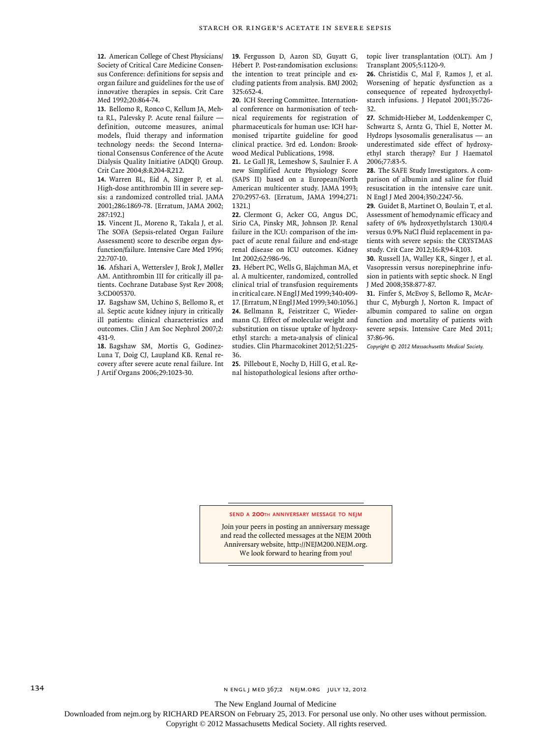12. American College of Chest Physicians/Society of Critical Care Medicine Consensus Conference: definitions for sepsis and organ failure and guidelines for the use of innovative therapies in sepsis. Crit Care Med 1992;20:864-74.

13. Bellomo R, Ronco C, Kellum JA, Mehta RL, Palevsky P. Acute renal failure — definition, outcome measures, animal models, fluid therapy and information technology needs: the Second International Consensus Conference of the Acute Dialysis Quality Initiative (ADQI) Group. Crit Care 2004;8:R204-R212.

14. Warren BL, Eid A, Singer P, et al. High-dose antithrombin III in severe sepsis: a randomized controlled trial. JAMA 2001;286:1869-78. [Erratum, JAMA 2002;287:192.]

15. Vincent JL, Moreno R, Takala J, et al. The SOFA (Sepsis-related Organ Failure Assessment) score to describe organ dysfunction/failure. Intensive Care Med 1996;22:707-10.

16. Afshari A, Wetterslev J, Brok J, Møller AM. Antithrombin III for critically ill patients. Cochrane Database Syst Rev 2008;3:CD005370.

17. Bagshaw SM, Uchino S, Bellomo R, et al. Septic acute kidney injury in critically ill patients: clinical characteristics and outcomes. Clin J Am Soc Nephrol 2007;2:431-9.

18. Bagshaw SM, Mortis G, Godinez-Luna T, Doig CJ, Laupland KB. Renal recovery after severe acute renal failure. Int J Artif Organs 2006;29:1023-30.

19. Fergusson D, Aaron SD, Guyatt G, Hébert P. Post-randomisation exclusions: the intention to treat principle and excluding patients from analysis. BMJ 2002;325:652-4.

20. ICH Steering Committee. International conference on harmonisation of technical requirements for registration of pharmaceuticals for human use: ICH harmonised tripartite guideline for good clinical practice. 3rd ed. London: Brookwood Medical Publications, 1998.

21. Le Gall JR, Lemeshow S, Saulnier F. A new Simplified Acute Physiology Score (SAPS II) based on a European/North American multicenter study. JAMA 1993;270:2957-63. [Erratum, JAMA 1994;271:1321.]

22. Clermont G, Acker CG, Angus DC, Sirio CA, Pinsky MR, Johnson JP. Renal failure in the ICU: comparison of the impact of acute renal failure and end-stage renal disease on ICU outcomes. Kidney Int 2002;62:986-96.

23. Hébert PC, Wells G, Blajchman MA, et al. A multicenter, randomized, controlled clinical trial of transfusion requirements in critical care. N Engl J Med 1999;340:409-17. [Erratum, N Engl J Med 1999;340:1056.]

24. Bellmann R, Feistritzer C, Wiedermann CJ. Effect of molecular weight and substitution on tissue uptake of hydroxyethyl starch: a meta-analysis of clinical studies. Clin Pharmacokinet 2012;51:225-36.

25. Pillebout E, Nochy D, Hill G, et al. Renal histopathological lesions after orthotopic liver transplantation (OLT). Am J Transplant 2005;5:1120-9.

26. Christidis C, Mal F, Ramos J, et al. Worsening of hepatic dysfunction as a consequence of repeated hydroxyethylstarch infusions. J Hepatol 2001;35:726-32.

27. Schmidt-Hieber M, Loddenkemper C, Schwartz S, Arntz G, Thiel E, Notter M. Hydrops lysosomalis generalisatus — an underestimated side effect of hydroxyethyl starch therapy? Eur J Haematol 2006;77:83-5.

28. The SAFE Study Investigators. A comparison of albumin and saline for fluid resuscitation in the intensive care unit. N Engl J Med 2004;350:2247-56.

29. Guidet B, Martinet O, Boulain T, et al. Assessment of hemodynamic efficacy and safety of 6% hydroxyethylstarch 130/0.4 versus 0.9% NaCl fluid replacement in patients with severe sepsis: the CRYSTMAS study. Crit Care 2012;16:R94-R103.

30. Russell JA, Walley KR, Singer J, et al. Vasopressin versus norepinephrine infusion in patients with septic shock. N Engl J Med 2008;358:877-87.

31. Finfer S, McEvoy S, Bellomo R, McArthur C, Myburgh J, Norton R. Impact of albumin compared to saline on organ function and mortality of patients with severe sepsis. Intensive Care Med 2011;37:86-96.

*Copyright © 2012 Massachusetts Medical Society.*

**SEND A 200TH ANNIVERSARY MESSAGE TO NEJM**

Join your peers in posting an anniversary message and read the collected messages at the NEJM 200th Anniversary website, http://NEJM200.NEJM.org. We look forward to hearing from you!